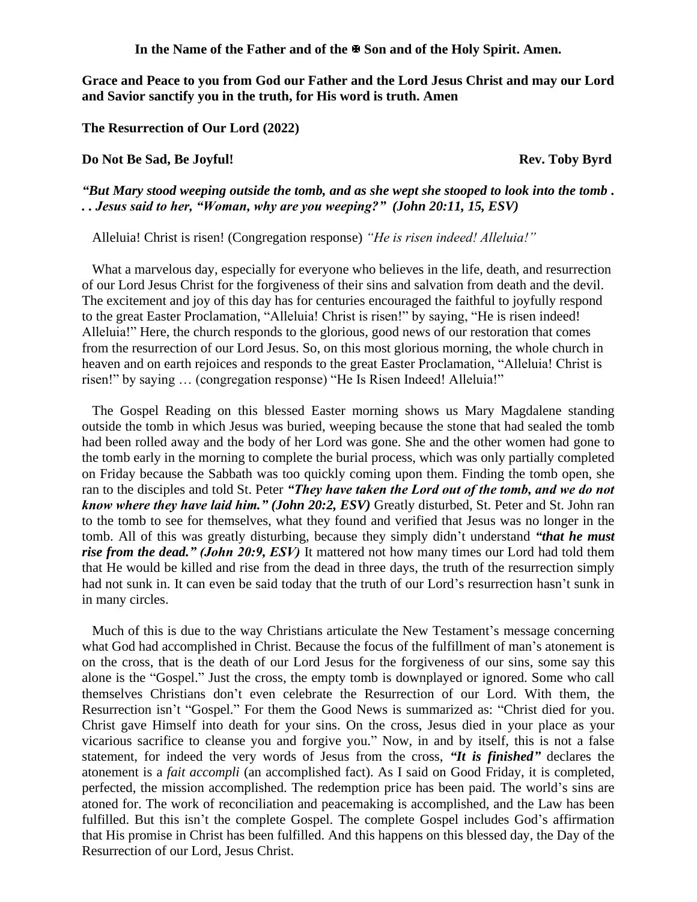**In the Name of the Father and of the ✠ Son and of the Holy Spirit. Amen.**

**Grace and Peace to you from God our Father and the Lord Jesus Christ and may our Lord and Savior sanctify you in the truth, for His word is truth. Amen**

**The Resurrection of Our Lord (2022)**

**Do Not Be Sad, Be Joyful!** **Rev. Toby Byrd**

***"But Mary stood weeping outside the tomb, and as she wept she stooped to look into the tomb . . . Jesus said to her, "Woman, why are you weeping?" (John 20:11, 15, ESV)***

Alleluia! Christ is risen! (Congregation response) *"He is risen indeed! Alleluia!"*

What a marvelous day, especially for everyone who believes in the life, death, and resurrection of our Lord Jesus Christ for the forgiveness of their sins and salvation from death and the devil. The excitement and joy of this day has for centuries encouraged the faithful to joyfully respond to the great Easter Proclamation, "Alleluia! Christ is risen!" by saying, "He is risen indeed! Alleluia!" Here, the church responds to the glorious, good news of our restoration that comes from the resurrection of our Lord Jesus. So, on this most glorious morning, the whole church in heaven and on earth rejoices and responds to the great Easter Proclamation, "Alleluia! Christ is risen!" by saying … (congregation response) "He Is Risen Indeed! Alleluia!"

The Gospel Reading on this blessed Easter morning shows us Mary Magdalene standing outside the tomb in which Jesus was buried, weeping because the stone that had sealed the tomb had been rolled away and the body of her Lord was gone. She and the other women had gone to the tomb early in the morning to complete the burial process, which was only partially completed on Friday because the Sabbath was too quickly coming upon them. Finding the tomb open, she ran to the disciples and told St. Peter ***"They have taken the Lord out of the tomb, and we do not know where they have laid him." (John 20:2, ESV)*** Greatly disturbed, St. Peter and St. John ran to the tomb to see for themselves, what they found and verified that Jesus was no longer in the tomb. All of this was greatly disturbing, because they simply didn't understand ***"that he must rise from the dead." (John 20:9, ESV)*** It mattered not how many times our Lord had told them that He would be killed and rise from the dead in three days, the truth of the resurrection simply had not sunk in. It can even be said today that the truth of our Lord's resurrection hasn't sunk in in many circles.

Much of this is due to the way Christians articulate the New Testament's message concerning what God had accomplished in Christ. Because the focus of the fulfillment of man's atonement is on the cross, that is the death of our Lord Jesus for the forgiveness of our sins, some say this alone is the "Gospel." Just the cross, the empty tomb is downplayed or ignored. Some who call themselves Christians don't even celebrate the Resurrection of our Lord. With them, the Resurrection isn't "Gospel." For them the Good News is summarized as: "Christ died for you. Christ gave Himself into death for your sins. On the cross, Jesus died in your place as your vicarious sacrifice to cleanse you and forgive you." Now, in and by itself, this is not a false statement, for indeed the very words of Jesus from the cross, ***"It is finished"*** declares the atonement is a *fait accompli* (an accomplished fact). As I said on Good Friday, it is completed, perfected, the mission accomplished. The redemption price has been paid. The world's sins are atoned for. The work of reconciliation and peacemaking is accomplished, and the Law has been fulfilled. But this isn't the complete Gospel. The complete Gospel includes God's affirmation that His promise in Christ has been fulfilled. And this happens on this blessed day, the Day of the Resurrection of our Lord, Jesus Christ.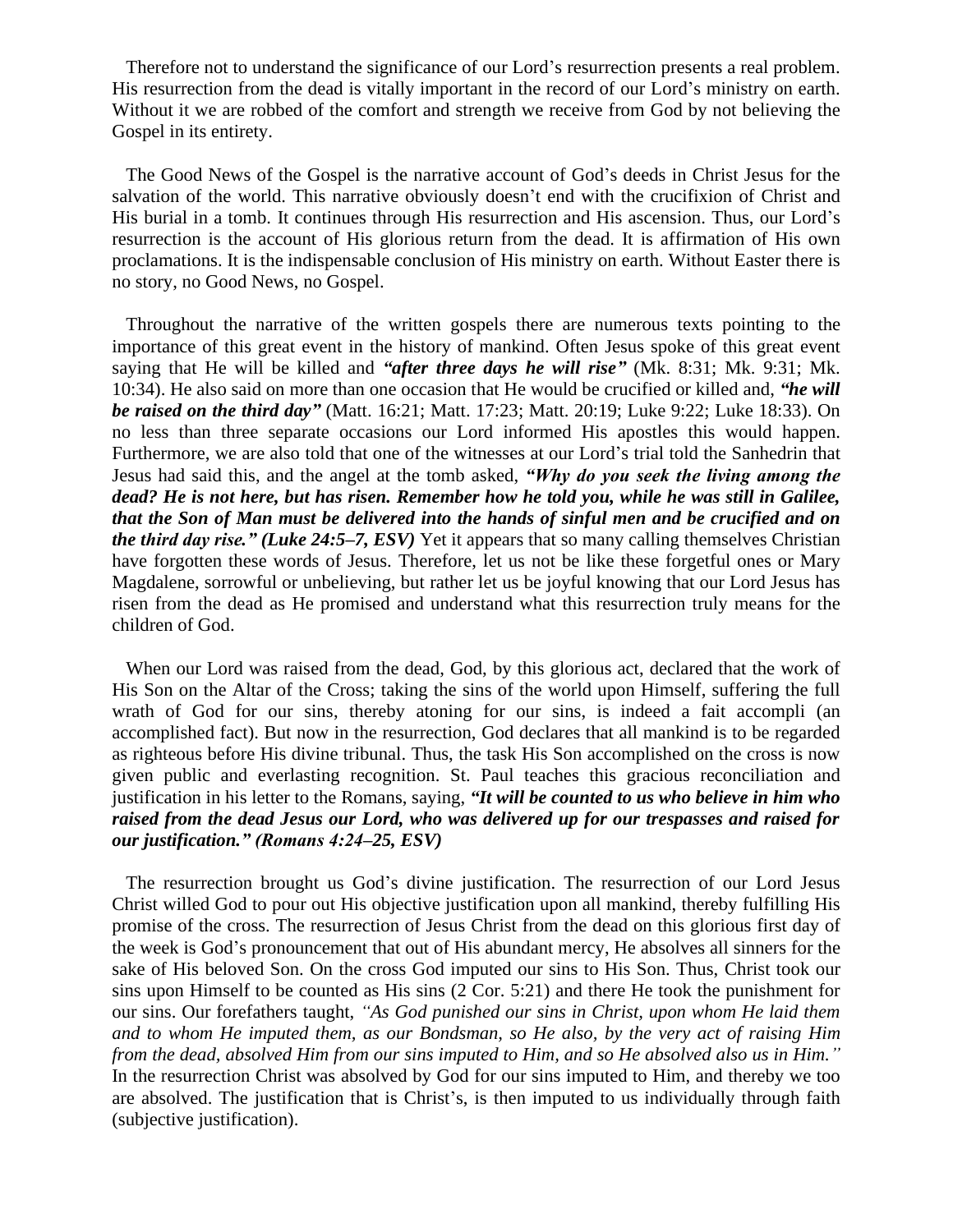Therefore not to understand the significance of our Lord's resurrection presents a real problem. His resurrection from the dead is vitally important in the record of our Lord's ministry on earth. Without it we are robbed of the comfort and strength we receive from God by not believing the Gospel in its entirety.

The Good News of the Gospel is the narrative account of God's deeds in Christ Jesus for the salvation of the world. This narrative obviously doesn't end with the crucifixion of Christ and His burial in a tomb. It continues through His resurrection and His ascension. Thus, our Lord's resurrection is the account of His glorious return from the dead. It is affirmation of His own proclamations. It is the indispensable conclusion of His ministry on earth. Without Easter there is no story, no Good News, no Gospel.

Throughout the narrative of the written gospels there are numerous texts pointing to the importance of this great event in the history of mankind. Often Jesus spoke of this great event saying that He will be killed and ***"after three days he will rise"*** (Mk. 8:31; Mk. 9:31; Mk. 10:34). He also said on more than one occasion that He would be crucified or killed and, ***"he will be raised on the third day"*** (Matt. 16:21; Matt. 17:23; Matt. 20:19; Luke 9:22; Luke 18:33). On no less than three separate occasions our Lord informed His apostles this would happen. Furthermore, we are also told that one of the witnesses at our Lord's trial told the Sanhedrin that Jesus had said this, and the angel at the tomb asked, ***"Why do you seek the living among the dead? He is not here, but has risen. Remember how he told you, while he was still in Galilee, that the Son of Man must be delivered into the hands of sinful men and be crucified and on the third day rise." (Luke 24:5–7, ESV)*** Yet it appears that so many calling themselves Christian have forgotten these words of Jesus. Therefore, let us not be like these forgetful ones or Mary Magdalene, sorrowful or unbelieving, but rather let us be joyful knowing that our Lord Jesus has risen from the dead as He promised and understand what this resurrection truly means for the children of God.

When our Lord was raised from the dead, God, by this glorious act, declared that the work of His Son on the Altar of the Cross; taking the sins of the world upon Himself, suffering the full wrath of God for our sins, thereby atoning for our sins, is indeed a fait accompli (an accomplished fact). But now in the resurrection, God declares that all mankind is to be regarded as righteous before His divine tribunal. Thus, the task His Son accomplished on the cross is now given public and everlasting recognition. St. Paul teaches this gracious reconciliation and justification in his letter to the Romans, saying, ***"It will be counted to us who believe in him who raised from the dead Jesus our Lord, who was delivered up for our trespasses and raised for our justification." (Romans 4:24–25, ESV)***

The resurrection brought us God's divine justification. The resurrection of our Lord Jesus Christ willed God to pour out His objective justification upon all mankind, thereby fulfilling His promise of the cross. The resurrection of Jesus Christ from the dead on this glorious first day of the week is God's pronouncement that out of His abundant mercy, He absolves all sinners for the sake of His beloved Son. On the cross God imputed our sins to His Son. Thus, Christ took our sins upon Himself to be counted as His sins (2 Cor. 5:21) and there He took the punishment for our sins. Our forefathers taught, *"As God punished our sins in Christ, upon whom He laid them and to whom He imputed them, as our Bondsman, so He also, by the very act of raising Him from the dead, absolved Him from our sins imputed to Him, and so He absolved also us in Him."* In the resurrection Christ was absolved by God for our sins imputed to Him, and thereby we too are absolved. The justification that is Christ's, is then imputed to us individually through faith (subjective justification).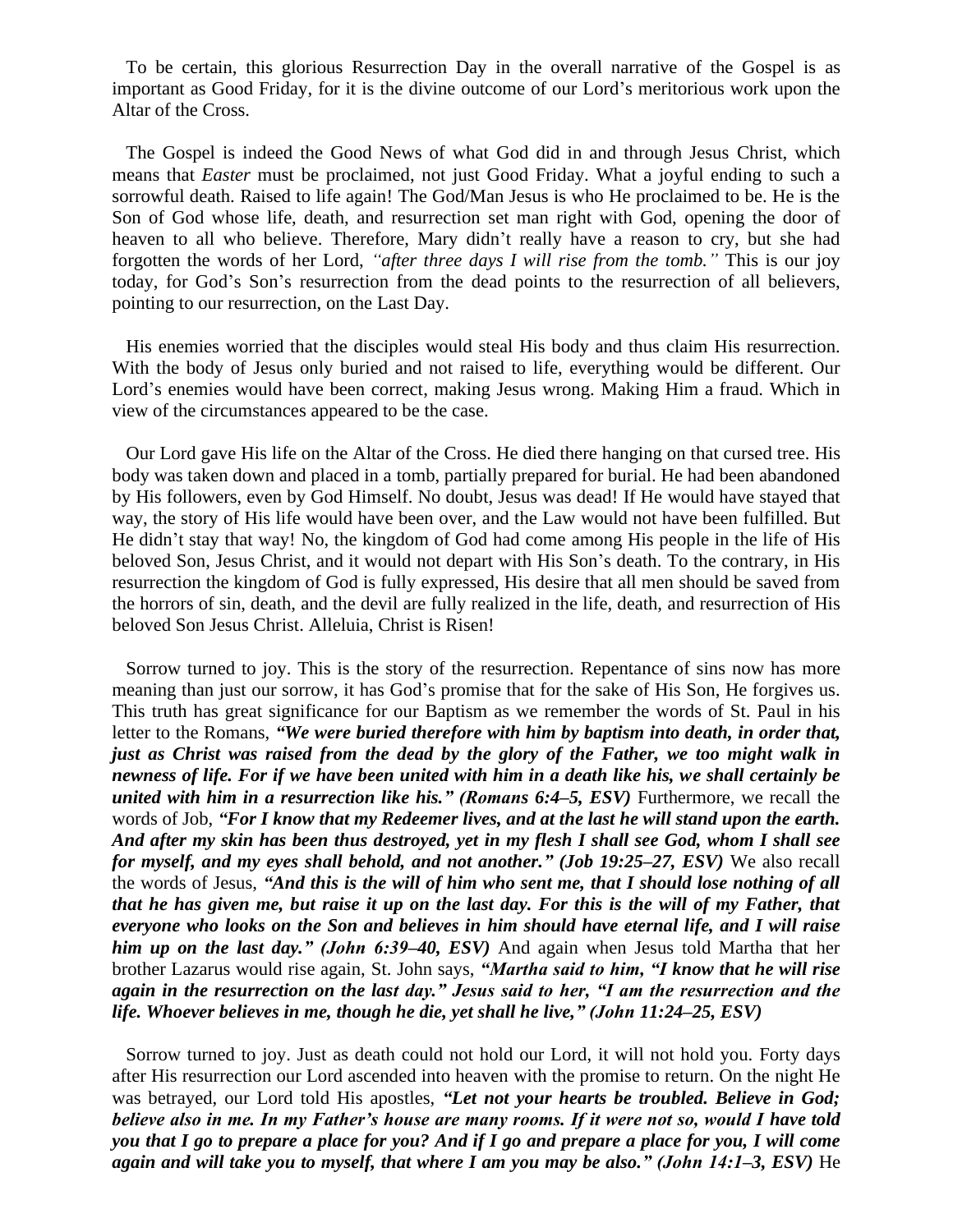To be certain, this glorious Resurrection Day in the overall narrative of the Gospel is as important as Good Friday, for it is the divine outcome of our Lord's meritorious work upon the Altar of the Cross.

The Gospel is indeed the Good News of what God did in and through Jesus Christ, which means that *Easter* must be proclaimed, not just Good Friday. What a joyful ending to such a sorrowful death. Raised to life again! The God/Man Jesus is who He proclaimed to be. He is the Son of God whose life, death, and resurrection set man right with God, opening the door of heaven to all who believe. Therefore, Mary didn't really have a reason to cry, but she had forgotten the words of her Lord, *"after three days I will rise from the tomb."* This is our joy today, for God's Son's resurrection from the dead points to the resurrection of all believers, pointing to our resurrection, on the Last Day.

His enemies worried that the disciples would steal His body and thus claim His resurrection. With the body of Jesus only buried and not raised to life, everything would be different. Our Lord's enemies would have been correct, making Jesus wrong. Making Him a fraud. Which in view of the circumstances appeared to be the case.

Our Lord gave His life on the Altar of the Cross. He died there hanging on that cursed tree. His body was taken down and placed in a tomb, partially prepared for burial. He had been abandoned by His followers, even by God Himself. No doubt, Jesus was dead! If He would have stayed that way, the story of His life would have been over, and the Law would not have been fulfilled. But He didn't stay that way! No, the kingdom of God had come among His people in the life of His beloved Son, Jesus Christ, and it would not depart with His Son's death. To the contrary, in His resurrection the kingdom of God is fully expressed, His desire that all men should be saved from the horrors of sin, death, and the devil are fully realized in the life, death, and resurrection of His beloved Son Jesus Christ. Alleluia, Christ is Risen!

Sorrow turned to joy. This is the story of the resurrection. Repentance of sins now has more meaning than just our sorrow, it has God's promise that for the sake of His Son, He forgives us. This truth has great significance for our Baptism as we remember the words of St. Paul in his letter to the Romans, ***"We were buried therefore with him by baptism into death, in order that, just as Christ was raised from the dead by the glory of the Father, we too might walk in newness of life. For if we have been united with him in a death like his, we shall certainly be united with him in a resurrection like his." (Romans 6:4–5, ESV)*** Furthermore, we recall the words of Job, ***"For I know that my Redeemer lives, and at the last he will stand upon the earth. And after my skin has been thus destroyed, yet in my flesh I shall see God, whom I shall see for myself, and my eyes shall behold, and not another." (Job 19:25–27, ESV)*** We also recall the words of Jesus, ***"And this is the will of him who sent me, that I should lose nothing of all that he has given me, but raise it up on the last day. For this is the will of my Father, that everyone who looks on the Son and believes in him should have eternal life, and I will raise him up on the last day." (John 6:39–40, ESV)*** And again when Jesus told Martha that her brother Lazarus would rise again, St. John says, ***"Martha said to him, "I know that he will rise again in the resurrection on the last day." Jesus said to her, "I am the resurrection and the life. Whoever believes in me, though he die, yet shall he live," (John 11:24–25, ESV)***

Sorrow turned to joy. Just as death could not hold our Lord, it will not hold you. Forty days after His resurrection our Lord ascended into heaven with the promise to return. On the night He was betrayed, our Lord told His apostles, ***"Let not your hearts be troubled. Believe in God; believe also in me. In my Father's house are many rooms. If it were not so, would I have told you that I go to prepare a place for you? And if I go and prepare a place for you, I will come again and will take you to myself, that where I am you may be also." (John 14:1–3, ESV)*** He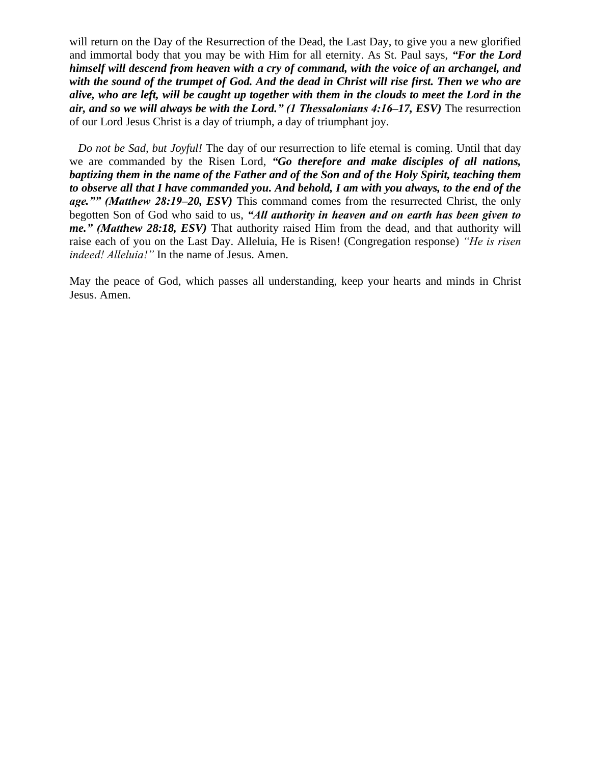will return on the Day of the Resurrection of the Dead, the Last Day, to give you a new glorified and immortal body that you may be with Him for all eternity. As St. Paul says, ***"For the Lord himself will descend from heaven with a cry of command, with the voice of an archangel, and with the sound of the trumpet of God. And the dead in Christ will rise first. Then we who are alive, who are left, will be caught up together with them in the clouds to meet the Lord in the air, and so we will always be with the Lord." (1 Thessalonians 4:16–17, ESV)*** The resurrection of our Lord Jesus Christ is a day of triumph, a day of triumphant joy.

*Do not be Sad, but Joyful!* The day of our resurrection to life eternal is coming. Until that day we are commanded by the Risen Lord, ***"Go therefore and make disciples of all nations, baptizing them in the name of the Father and of the Son and of the Holy Spirit, teaching them to observe all that I have commanded you. And behold, I am with you always, to the end of the age."" (Matthew 28:19–20, ESV)*** This command comes from the resurrected Christ, the only begotten Son of God who said to us, ***"All authority in heaven and on earth has been given to me." (Matthew 28:18, ESV)*** That authority raised Him from the dead, and that authority will raise each of you on the Last Day. Alleluia, He is Risen! (Congregation response) *"He is risen indeed! Alleluia!"* In the name of Jesus. Amen.

May the peace of God, which passes all understanding, keep your hearts and minds in Christ Jesus. Amen.